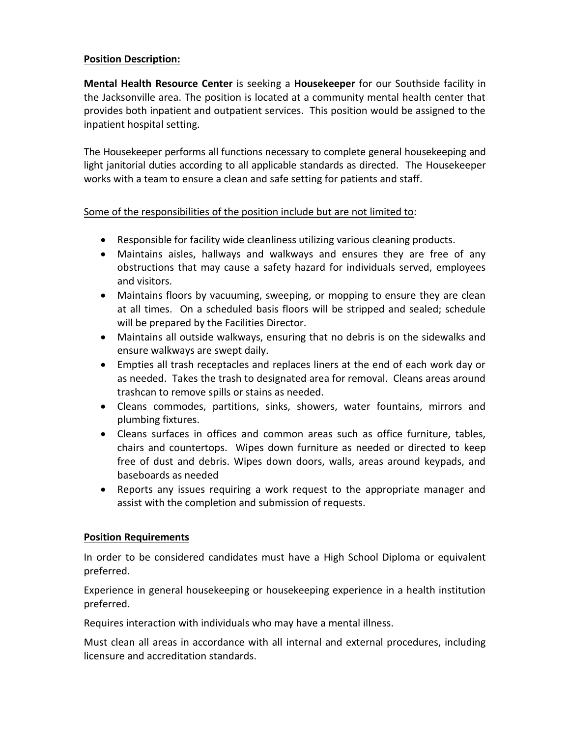**Position Description:**

**Mental Health Resource Center** is seeking a **Housekeeper** for our Southside facility in the Jacksonville area. The position is located at a community mental health center that provides both inpatient and outpatient services. This position would be assigned to the inpatient hospital setting.

The Housekeeper performs all functions necessary to complete general housekeeping and light janitorial duties according to all applicable standards as directed. The Housekeeper works with a team to ensure a clean and safe setting for patients and staff.

Some of the responsibilities of the position include but are not limited to:

- Responsible for facility wide cleanliness utilizing various cleaning products.
- Maintains aisles, hallways and walkways and ensures they are free of any obstructions that may cause a safety hazard for individuals served, employees and visitors.
- Maintains floors by vacuuming, sweeping, or mopping to ensure they are clean at all times. On a scheduled basis floors will be stripped and sealed; schedule will be prepared by the Facilities Director.
- Maintains all outside walkways, ensuring that no debris is on the sidewalks and ensure walkways are swept daily.
- Empties all trash receptacles and replaces liners at the end of each work day or as needed. Takes the trash to designated area for removal. Cleans areas around trashcan to remove spills or stains as needed.
- Cleans commodes, partitions, sinks, showers, water fountains, mirrors and plumbing fixtures.
- Cleans surfaces in offices and common areas such as office furniture, tables, chairs and countertops. Wipes down furniture as needed or directed to keep free of dust and debris. Wipes down doors, walls, areas around keypads, and baseboards as needed
- Reports any issues requiring a work request to the appropriate manager and assist with the completion and submission of requests.

**Position Requirements**

In order to be considered candidates must have a High School Diploma or equivalent preferred.

Experience in general housekeeping or housekeeping experience in a health institution preferred.

Requires interaction with individuals who may have a mental illness.

Must clean all areas in accordance with all internal and external procedures, including licensure and accreditation standards.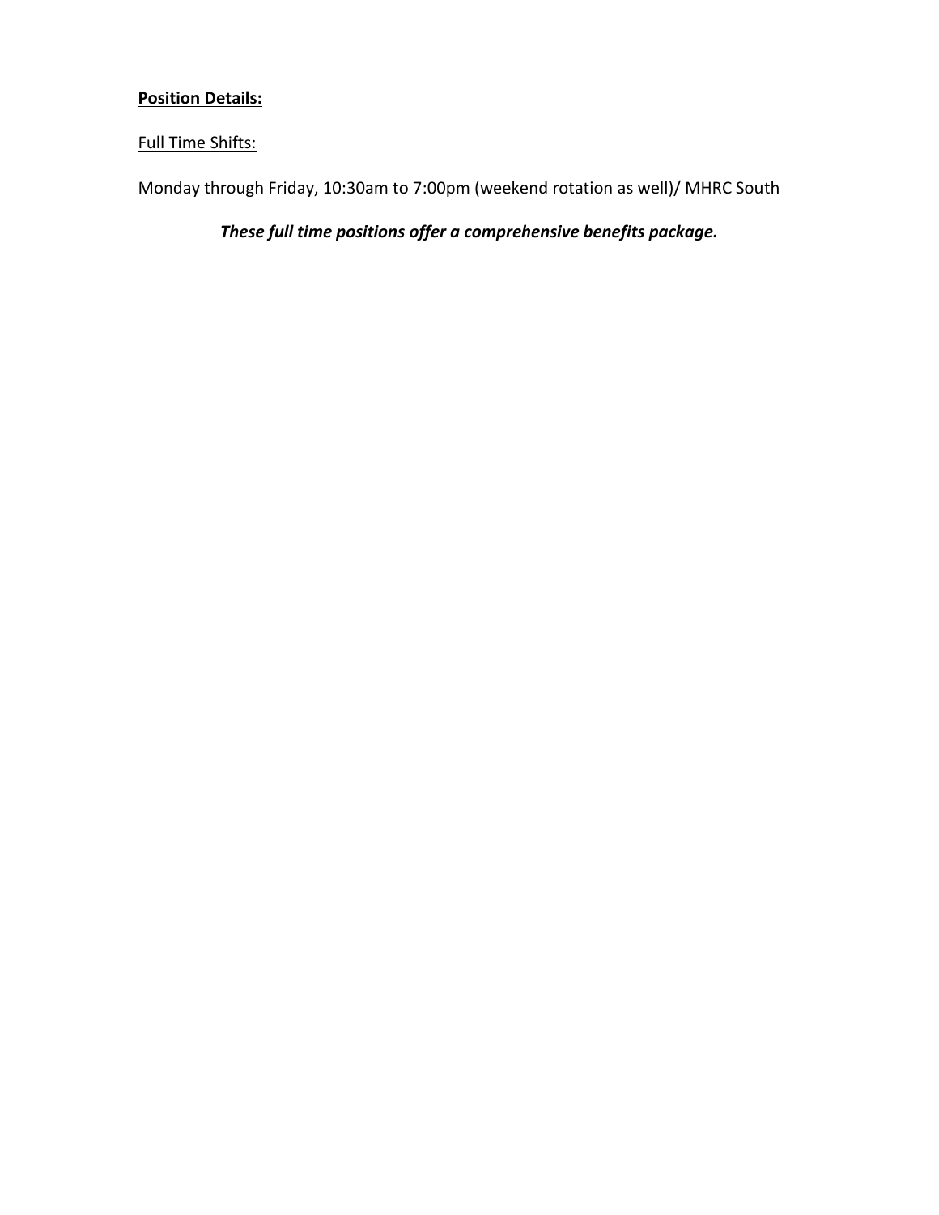**Position Details:**

Full Time Shifts:

Monday through Friday, 10:30am to 7:00pm (weekend rotation as well)/ MHRC South

***These full time positions offer a comprehensive benefits package.***